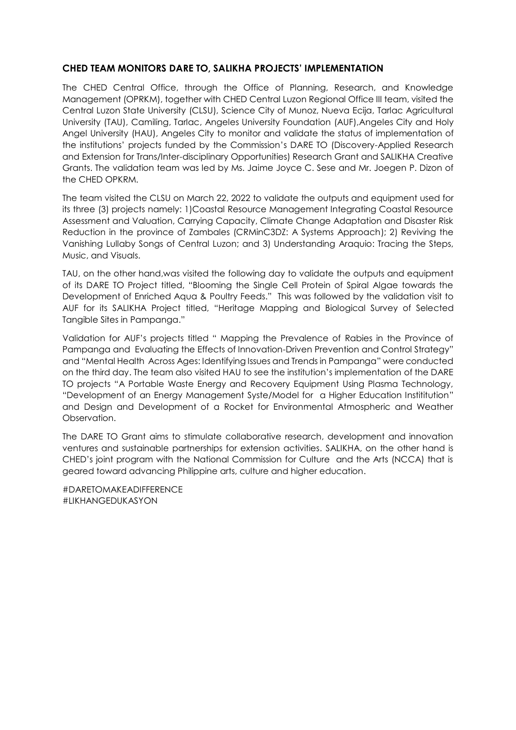**CHED TEAM MONITORS DARE TO, SALIKHA PROJECTS' IMPLEMENTATION**

The CHED Central Office, through the Office of Planning, Research, and Knowledge Management (OPRKM), together with CHED Central Luzon Regional Office III team, visited the Central Luzon State University (CLSU), Science City of Munoz, Nueva Ecija, Tarlac Agricultural University (TAU), Camiling, Tarlac, Angeles University Foundation (AUF),Angeles City and Holy Angel University (HAU), Angeles City to monitor and validate the status of implementation of the institutions' projects funded by the Commission's DARE TO (Discovery-Applied Research and Extension for Trans/Inter-disciplinary Opportunities) Research Grant and SALIKHA Creative Grants. The validation team was led by Ms. Jaime Joyce C. Sese and Mr. Joegen P. Dizon of the CHED OPKRM.

The team visited the CLSU on March 22, 2022 to validate the outputs and equipment used for its three (3) projects namely: 1)Coastal Resource Management Integrating Coastal Resource Assessment and Valuation, Carrying Capacity, Climate Change Adaptation and Disaster Risk Reduction in the province of Zambales (CRMinC3DZ: A Systems Approach); 2) Reviving the Vanishing Lullaby Songs of Central Luzon; and 3) Understanding Araquio: Tracing the Steps, Music, and Visuals.

TAU, on the other hand,was visited the following day to validate the outputs and equipment of its DARE TO Project titled, "Blooming the Single Cell Protein of Spiral Algae towards the Development of Enriched Aqua & Poultry Feeds." This was followed by the validation visit to AUF for its SALIKHA Project titled, "Heritage Mapping and Biological Survey of Selected Tangible Sites in Pampanga."

Validation for AUF's projects titled " Mapping the Prevalence of Rabies in the Province of Pampanga and Evaluating the Effects of Innovation-Driven Prevention and Control Strategy" and "Mental Health Across Ages: Identifying Issues and Trends in Pampanga" were conducted on the third day. The team also visited HAU to see the institution's implementation of the DARE TO projects "A Portable Waste Energy and Recovery Equipment Using Plasma Technology, "Development of an Energy Management Syste/Model for a Higher Education Instititution" and Design and Development of a Rocket for Environmental Atmospheric and Weather Observation.

The DARE TO Grant aims to stimulate collaborative research, development and innovation ventures and sustainable partnerships for extension activities. SALIKHA, on the other hand is CHED's joint program with the National Commission for Culture and the Arts (NCCA) that is geared toward advancing Philippine arts, culture and higher education.

#DARETOMAKEADIFFERENCE
#LIKHANGEDUKASYON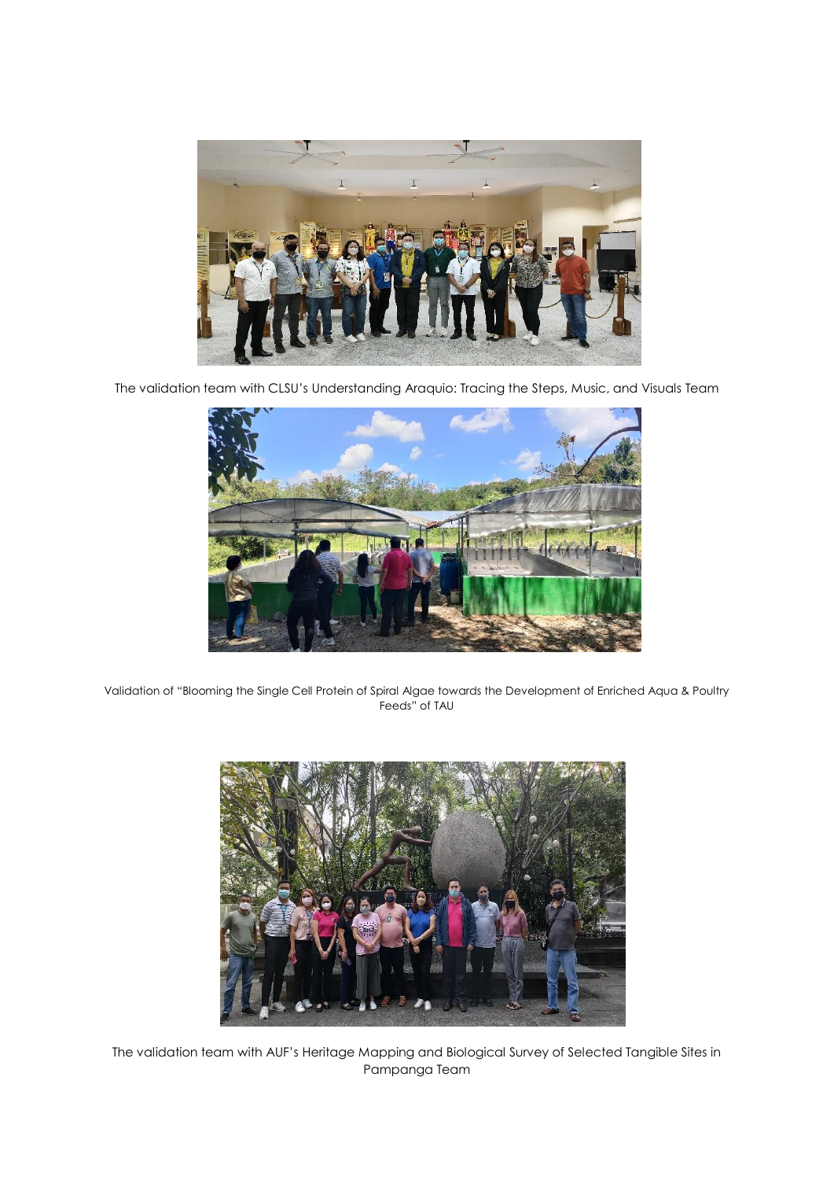The validation team with CLSU's Understanding Araquio: Tracing the Steps, Music, and Visuals Team

Validation of "Blooming the Single Cell Protein of Spiral Algae towards the Development of Enriched Aqua & Poultry Feeds" of TAU

The validation team with AUF's Heritage Mapping and Biological Survey of Selected Tangible Sites in Pampanga Team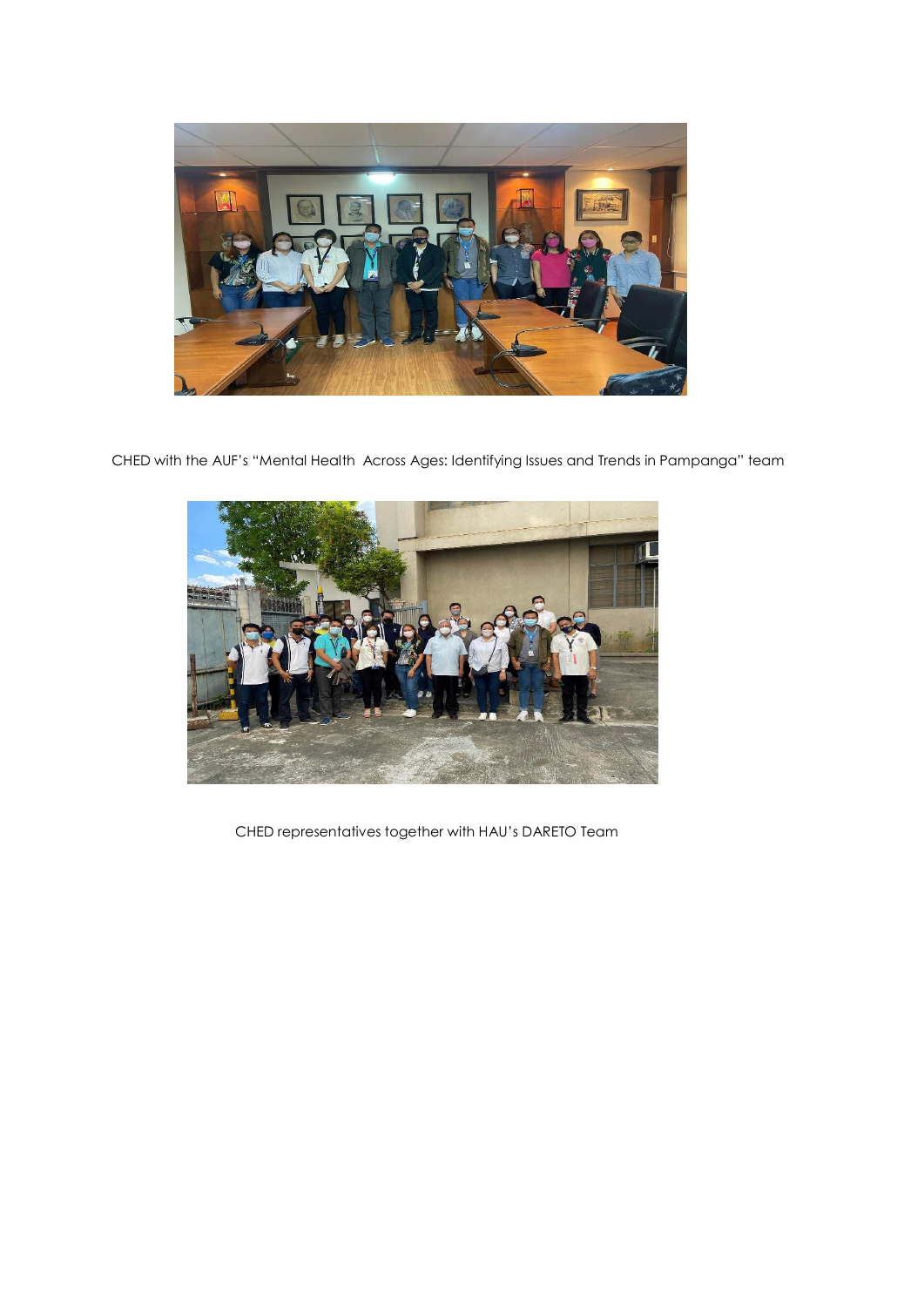CHED with the AUF's "Mental Health  Across Ages: Identifying Issues and Trends in Pampanga" team

CHED representatives together with HAU's DARETO Team